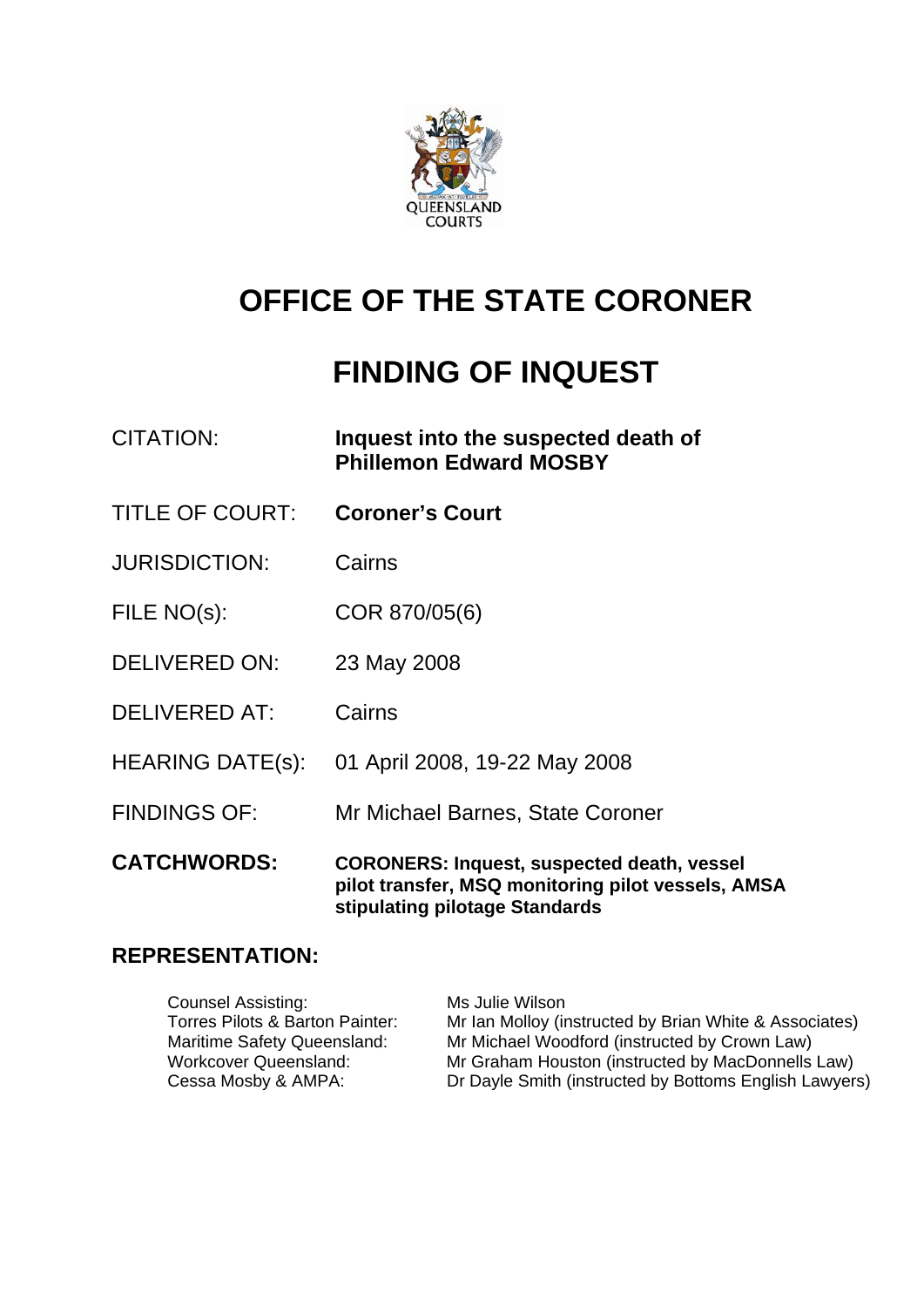# OFFICE OF THE STATE CORONER

# FINDING OF INQUEST

| | |
|---|---|
| CITATION: | **Inquest into the suspected death of Phillemon Edward MOSBY** |
| TITLE OF COURT: | **Coroner's Court** |
| JURISDICTION: | Cairns |
| FILE NO(s): | COR 870/05(6) |
| DELIVERED ON: | 23 May 2008 |
| DELIVERED AT: | Cairns |
| HEARING DATE(s): | 01 April 2008, 19-22 May 2008 |
| FINDINGS OF: | Mr Michael Barnes, State Coroner |
| **CATCHWORDS:** | **CORONERS: Inquest, suspected death, vessel pilot transfer, MSQ monitoring pilot vessels, AMSA stipulating pilotage Standards** |

## REPRESENTATION:

| | |
|---|---|
| Counsel Assisting: | Ms Julie Wilson |
| Torres Pilots & Barton Painter: | Mr Ian Molloy (instructed by Brian White & Associates) |
| Maritime Safety Queensland: | Mr Michael Woodford (instructed by Crown Law) |
| Workcover Queensland: | Mr Graham Houston (instructed by MacDonnells Law) |
| Cessa Mosby & AMPA: | Dr Dayle Smith (instructed by Bottoms English Lawyers) |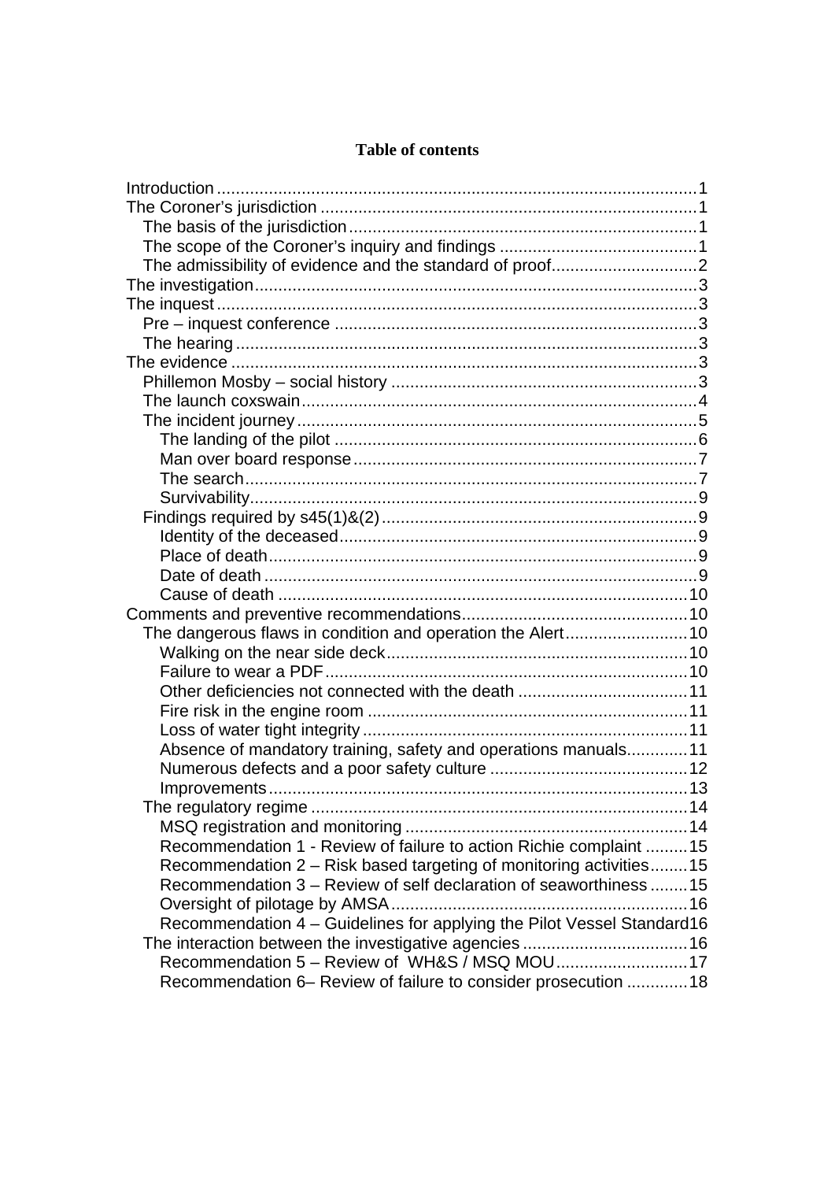**Table of contents**

Introduction .......................................................................................... 1
The Coroner's jurisdiction ................................................................... 1
  The basis of the jurisdiction ............................................................ 1
  The scope of the Coroner's inquiry and findings ............................ 1
  The admissibility of evidence and the standard of proof ................ 2
The investigation .................................................................................. 3
The inquest ........................................................................................... 3
  Pre – inquest conference ................................................................. 3
  The hearing ...................................................................................... 3
The evidence ........................................................................................ 3
  Phillemon Mosby – social history ..................................................... 3
  The launch coxswain ........................................................................ 4
  The incident journey ......................................................................... 5
    The landing of the pilot ................................................................. 6
    Man over board response ............................................................. 7
    The search .................................................................................... 7
    Survivability ................................................................................... 9
  Findings required by s45(1)&(2) ....................................................... 9
    Identity of the deceased ................................................................ 9
    Place of death ............................................................................... 9
    Date of death ................................................................................ 9
    Cause of death ............................................................................ 10
Comments and preventive recommendations .................................... 10
  The dangerous flaws in condition and operation the Alert .............. 10
    Walking on the near side deck .................................................... 10
    Failure to wear a PDF ................................................................. 10
    Other deficiencies not connected with the death ........................ 11
    Fire risk in the engine room ........................................................ 11
    Loss of water tight integrity ......................................................... 11
    Absence of mandatory training, safety and operations manuals ... 11
    Numerous defects and a poor safety culture ............................... 12
    Improvements ............................................................................. 13
  The regulatory regime ..................................................................... 14
    MSQ registration and monitoring ................................................ 14
    Recommendation 1 - Review of failure to action Richie complaint ... 15
    Recommendation 2 – Risk based targeting of monitoring activities ... 15
    Recommendation 3 – Review of self declaration of seaworthiness ... 15
    Oversight of pilotage by AMSA ................................................... 16
    Recommendation 4 – Guidelines for applying the Pilot Vessel Standard 16
  The interaction between the investigative agencies ........................ 16
    Recommendation 5 – Review of WH&S / MSQ MOU ................. 17
    Recommendation 6– Review of failure to consider prosecution ..... 18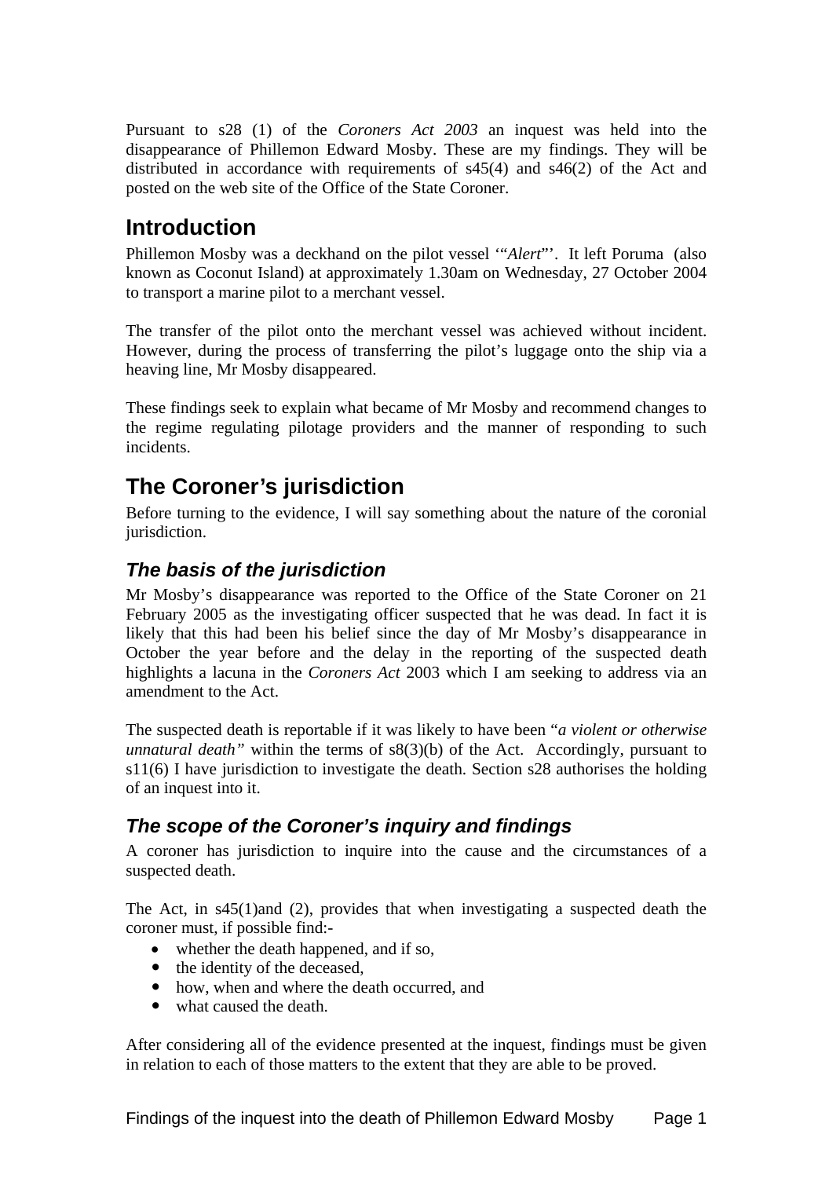Pursuant to s28 (1) of the *Coroners Act 2003* an inquest was held into the disappearance of Phillemon Edward Mosby. These are my findings. They will be distributed in accordance with requirements of s45(4) and s46(2) of the Act and posted on the web site of the Office of the State Coroner.

# Introduction

Phillemon Mosby was a deckhand on the pilot vessel '"*Alert*"'. It left Poruma (also known as Coconut Island) at approximately 1.30am on Wednesday, 27 October 2004 to transport a marine pilot to a merchant vessel.

The transfer of the pilot onto the merchant vessel was achieved without incident. However, during the process of transferring the pilot's luggage onto the ship via a heaving line, Mr Mosby disappeared.

These findings seek to explain what became of Mr Mosby and recommend changes to the regime regulating pilotage providers and the manner of responding to such incidents.

# The Coroner's jurisdiction

Before turning to the evidence, I will say something about the nature of the coronial jurisdiction.

## *The basis of the jurisdiction*

Mr Mosby's disappearance was reported to the Office of the State Coroner on 21 February 2005 as the investigating officer suspected that he was dead. In fact it is likely that this had been his belief since the day of Mr Mosby's disappearance in October the year before and the delay in the reporting of the suspected death highlights a lacuna in the *Coroners Act* 2003 which I am seeking to address via an amendment to the Act.

The suspected death is reportable if it was likely to have been "*a violent or otherwise unnatural death"* within the terms of s8(3)(b) of the Act. Accordingly, pursuant to s11(6) I have jurisdiction to investigate the death. Section s28 authorises the holding of an inquest into it.

## *The scope of the Coroner's inquiry and findings*

A coroner has jurisdiction to inquire into the cause and the circumstances of a suspected death.

The Act, in s45(1)and (2), provides that when investigating a suspected death the coroner must, if possible find:-

- whether the death happened, and if so,
- the identity of the deceased,
- how, when and where the death occurred, and
- what caused the death.

After considering all of the evidence presented at the inquest, findings must be given in relation to each of those matters to the extent that they are able to be proved.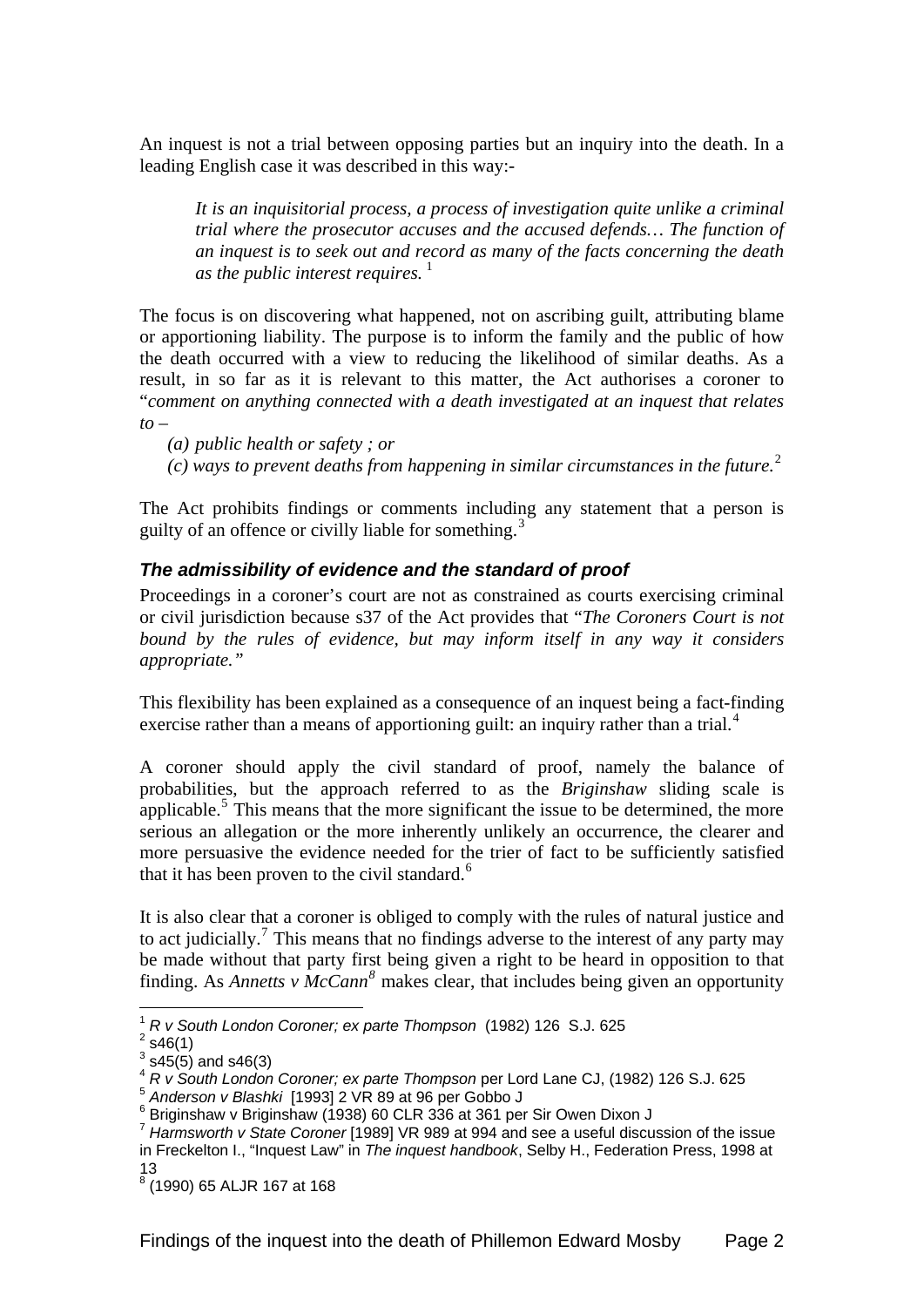An inquest is not a trial between opposing parties but an inquiry into the death. In a leading English case it was described in this way:-

> *It is an inquisitorial process, a process of investigation quite unlike a criminal trial where the prosecutor accuses and the accused defends… The function of an inquest is to seek out and record as many of the facts concerning the death as the public interest requires.* [1]

The focus is on discovering what happened, not on ascribing guilt, attributing blame or apportioning liability. The purpose is to inform the family and the public of how the death occurred with a view to reducing the likelihood of similar deaths. As a result, in so far as it is relevant to this matter, the Act authorises a coroner to "*comment on anything connected with a death investigated at an inquest that relates to –*

> *(a) public health or safety ; or*
>
> *(c) ways to prevent deaths from happening in similar circumstances in the future.*[2]

The Act prohibits findings or comments including any statement that a person is guilty of an offence or civilly liable for something.[3]

### *The admissibility of evidence and the standard of proof*

Proceedings in a coroner's court are not as constrained as courts exercising criminal or civil jurisdiction because s37 of the Act provides that "*The Coroners Court is not bound by the rules of evidence, but may inform itself in any way it considers appropriate."*

This flexibility has been explained as a consequence of an inquest being a fact-finding exercise rather than a means of apportioning guilt: an inquiry rather than a trial.[4]

A coroner should apply the civil standard of proof, namely the balance of probabilities, but the approach referred to as the *Briginshaw* sliding scale is applicable.[5] This means that the more significant the issue to be determined, the more serious an allegation or the more inherently unlikely an occurrence, the clearer and more persuasive the evidence needed for the trier of fact to be sufficiently satisfied that it has been proven to the civil standard.[6]

It is also clear that a coroner is obliged to comply with the rules of natural justice and to act judicially.[7] This means that no findings adverse to the interest of any party may be made without that party first being given a right to be heard in opposition to that finding. As *Annetts v McCann*[8] makes clear, that includes being given an opportunity

---

[1] *R v South London Coroner; ex parte Thompson* (1982) 126 S.J. 625

[2] s46(1)

[3] s45(5) and s46(3)

[4] *R v South London Coroner; ex parte Thompson* per Lord Lane CJ, (1982) 126 S.J. 625

[5] *Anderson v Blashki* [1993] 2 VR 89 at 96 per Gobbo J

[6] Briginshaw v Briginshaw (1938) 60 CLR 336 at 361 per Sir Owen Dixon J

[7] *Harmsworth v State Coroner* [1989] VR 989 at 994 and see a useful discussion of the issue in Freckelton I., "Inquest Law" in *The inquest handbook*, Selby H., Federation Press, 1998 at 13

[8] (1990) 65 ALJR 167 at 168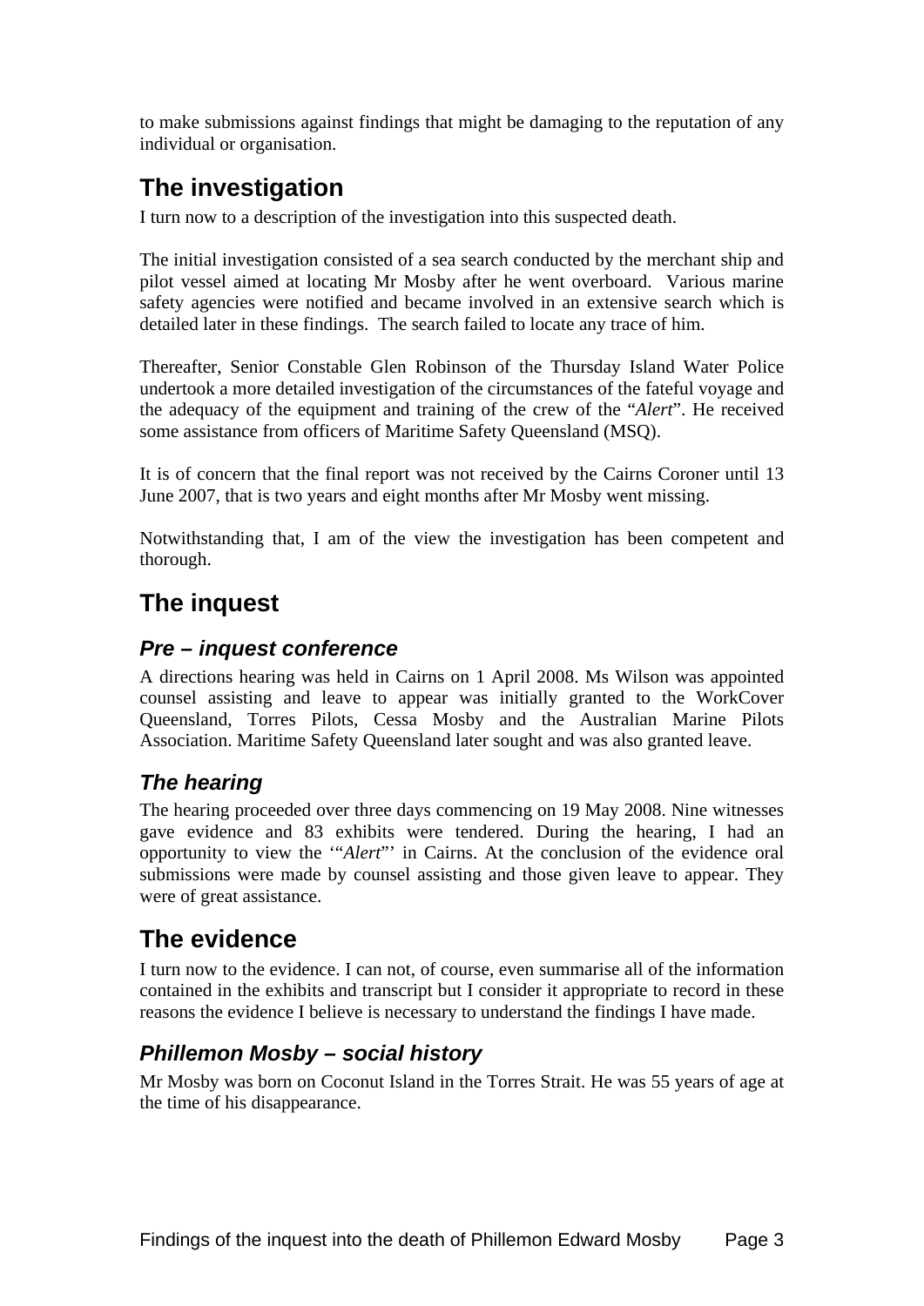to make submissions against findings that might be damaging to the reputation of any individual or organisation.

## The investigation

I turn now to a description of the investigation into this suspected death.

The initial investigation consisted of a sea search conducted by the merchant ship and pilot vessel aimed at locating Mr Mosby after he went overboard. Various marine safety agencies were notified and became involved in an extensive search which is detailed later in these findings. The search failed to locate any trace of him.

Thereafter, Senior Constable Glen Robinson of the Thursday Island Water Police undertook a more detailed investigation of the circumstances of the fateful voyage and the adequacy of the equipment and training of the crew of the "*Alert*". He received some assistance from officers of Maritime Safety Queensland (MSQ).

It is of concern that the final report was not received by the Cairns Coroner until 13 June 2007, that is two years and eight months after Mr Mosby went missing.

Notwithstanding that, I am of the view the investigation has been competent and thorough.

## The inquest

### *Pre – inquest conference*

A directions hearing was held in Cairns on 1 April 2008. Ms Wilson was appointed counsel assisting and leave to appear was initially granted to the WorkCover Queensland, Torres Pilots, Cessa Mosby and the Australian Marine Pilots Association. Maritime Safety Queensland later sought and was also granted leave.

### *The hearing*

The hearing proceeded over three days commencing on 19 May 2008. Nine witnesses gave evidence and 83 exhibits were tendered. During the hearing, I had an opportunity to view the '"*Alert*"' in Cairns. At the conclusion of the evidence oral submissions were made by counsel assisting and those given leave to appear. They were of great assistance.

## The evidence

I turn now to the evidence. I can not, of course, even summarise all of the information contained in the exhibits and transcript but I consider it appropriate to record in these reasons the evidence I believe is necessary to understand the findings I have made.

### *Phillemon Mosby – social history*

Mr Mosby was born on Coconut Island in the Torres Strait. He was 55 years of age at the time of his disappearance.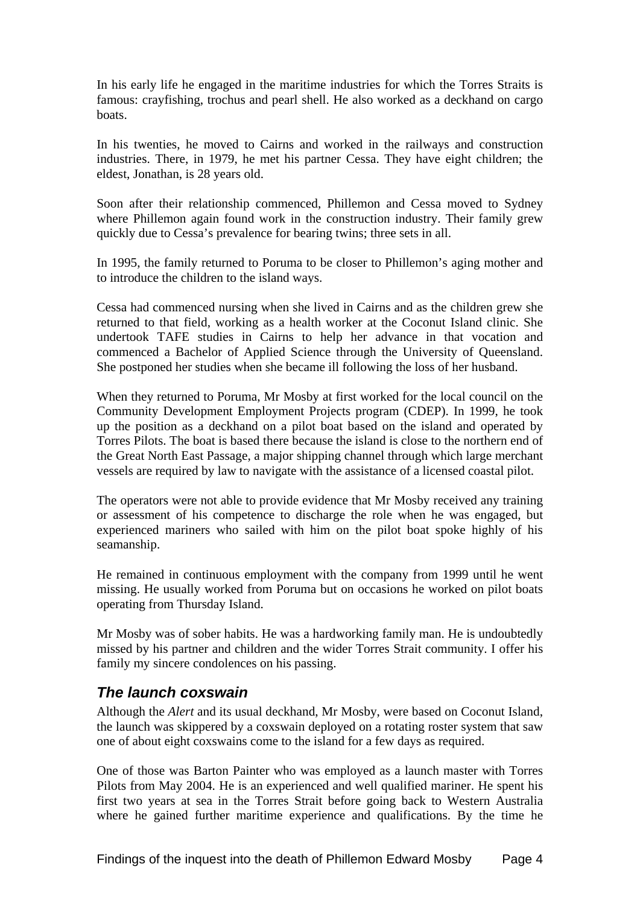In his early life he engaged in the maritime industries for which the Torres Straits is famous: crayfishing, trochus and pearl shell. He also worked as a deckhand on cargo boats.

In his twenties, he moved to Cairns and worked in the railways and construction industries. There, in 1979, he met his partner Cessa. They have eight children; the eldest, Jonathan, is 28 years old.

Soon after their relationship commenced, Phillemon and Cessa moved to Sydney where Phillemon again found work in the construction industry. Their family grew quickly due to Cessa's prevalence for bearing twins; three sets in all.

In 1995, the family returned to Poruma to be closer to Phillemon's aging mother and to introduce the children to the island ways.

Cessa had commenced nursing when she lived in Cairns and as the children grew she returned to that field, working as a health worker at the Coconut Island clinic. She undertook TAFE studies in Cairns to help her advance in that vocation and commenced a Bachelor of Applied Science through the University of Queensland. She postponed her studies when she became ill following the loss of her husband.

When they returned to Poruma, Mr Mosby at first worked for the local council on the Community Development Employment Projects program (CDEP). In 1999, he took up the position as a deckhand on a pilot boat based on the island and operated by Torres Pilots. The boat is based there because the island is close to the northern end of the Great North East Passage, a major shipping channel through which large merchant vessels are required by law to navigate with the assistance of a licensed coastal pilot.

The operators were not able to provide evidence that Mr Mosby received any training or assessment of his competence to discharge the role when he was engaged, but experienced mariners who sailed with him on the pilot boat spoke highly of his seamanship.

He remained in continuous employment with the company from 1999 until he went missing. He usually worked from Poruma but on occasions he worked on pilot boats operating from Thursday Island.

Mr Mosby was of sober habits. He was a hardworking family man. He is undoubtedly missed by his partner and children and the wider Torres Strait community. I offer his family my sincere condolences on his passing.

### *The launch coxswain*

Although the *Alert* and its usual deckhand, Mr Mosby, were based on Coconut Island, the launch was skippered by a coxswain deployed on a rotating roster system that saw one of about eight coxswains come to the island for a few days as required.

One of those was Barton Painter who was employed as a launch master with Torres Pilots from May 2004. He is an experienced and well qualified mariner. He spent his first two years at sea in the Torres Strait before going back to Western Australia where he gained further maritime experience and qualifications. By the time he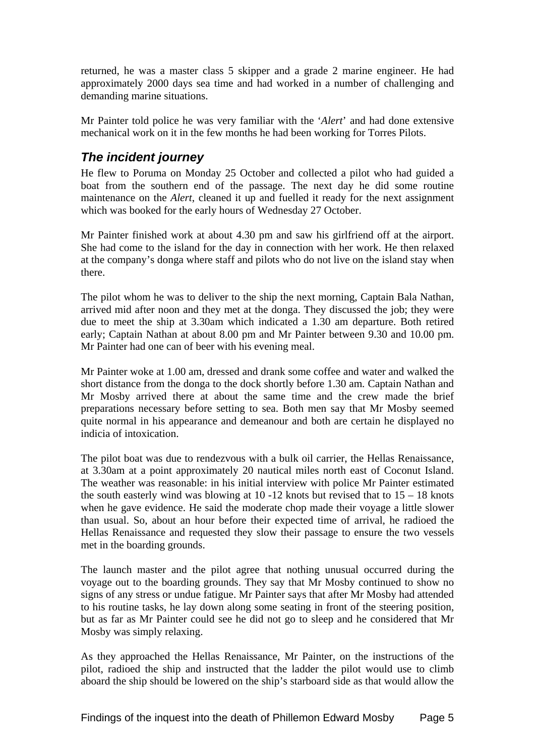returned, he was a master class 5 skipper and a grade 2 marine engineer. He had approximately 2000 days sea time and had worked in a number of challenging and demanding marine situations.

Mr Painter told police he was very familiar with the '*Alert*' and had done extensive mechanical work on it in the few months he had been working for Torres Pilots.

### *The incident journey*

He flew to Poruma on Monday 25 October and collected a pilot who had guided a boat from the southern end of the passage. The next day he did some routine maintenance on the *Alert*, cleaned it up and fuelled it ready for the next assignment which was booked for the early hours of Wednesday 27 October.

Mr Painter finished work at about 4.30 pm and saw his girlfriend off at the airport. She had come to the island for the day in connection with her work. He then relaxed at the company's donga where staff and pilots who do not live on the island stay when there.

The pilot whom he was to deliver to the ship the next morning, Captain Bala Nathan, arrived mid after noon and they met at the donga. They discussed the job; they were due to meet the ship at 3.30am which indicated a 1.30 am departure. Both retired early; Captain Nathan at about 8.00 pm and Mr Painter between 9.30 and 10.00 pm. Mr Painter had one can of beer with his evening meal.

Mr Painter woke at 1.00 am, dressed and drank some coffee and water and walked the short distance from the donga to the dock shortly before 1.30 am. Captain Nathan and Mr Mosby arrived there at about the same time and the crew made the brief preparations necessary before setting to sea. Both men say that Mr Mosby seemed quite normal in his appearance and demeanour and both are certain he displayed no indicia of intoxication.

The pilot boat was due to rendezvous with a bulk oil carrier, the Hellas Renaissance, at 3.30am at a point approximately 20 nautical miles north east of Coconut Island. The weather was reasonable: in his initial interview with police Mr Painter estimated the south easterly wind was blowing at 10 -12 knots but revised that to 15 – 18 knots when he gave evidence. He said the moderate chop made their voyage a little slower than usual. So, about an hour before their expected time of arrival, he radioed the Hellas Renaissance and requested they slow their passage to ensure the two vessels met in the boarding grounds.

The launch master and the pilot agree that nothing unusual occurred during the voyage out to the boarding grounds. They say that Mr Mosby continued to show no signs of any stress or undue fatigue. Mr Painter says that after Mr Mosby had attended to his routine tasks, he lay down along some seating in front of the steering position, but as far as Mr Painter could see he did not go to sleep and he considered that Mr Mosby was simply relaxing.

As they approached the Hellas Renaissance, Mr Painter, on the instructions of the pilot, radioed the ship and instructed that the ladder the pilot would use to climb aboard the ship should be lowered on the ship's starboard side as that would allow the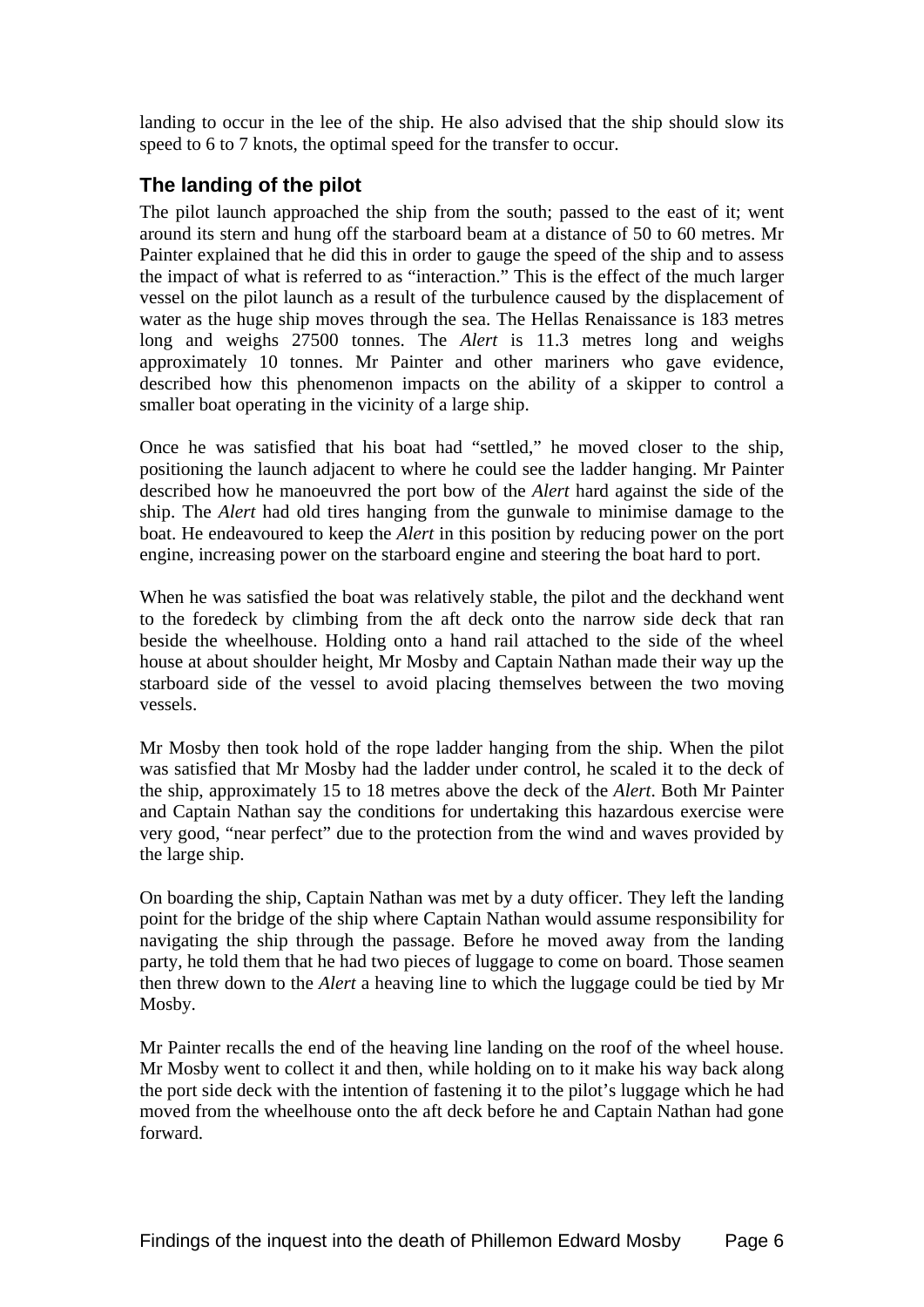landing to occur in the lee of the ship. He also advised that the ship should slow its speed to 6 to 7 knots, the optimal speed for the transfer to occur.

## The landing of the pilot

The pilot launch approached the ship from the south; passed to the east of it; went around its stern and hung off the starboard beam at a distance of 50 to 60 metres. Mr Painter explained that he did this in order to gauge the speed of the ship and to assess the impact of what is referred to as "interaction." This is the effect of the much larger vessel on the pilot launch as a result of the turbulence caused by the displacement of water as the huge ship moves through the sea. The Hellas Renaissance is 183 metres long and weighs 27500 tonnes. The *Alert* is 11.3 metres long and weighs approximately 10 tonnes. Mr Painter and other mariners who gave evidence, described how this phenomenon impacts on the ability of a skipper to control a smaller boat operating in the vicinity of a large ship.

Once he was satisfied that his boat had "settled," he moved closer to the ship, positioning the launch adjacent to where he could see the ladder hanging. Mr Painter described how he manoeuvred the port bow of the *Alert* hard against the side of the ship. The *Alert* had old tires hanging from the gunwale to minimise damage to the boat. He endeavoured to keep the *Alert* in this position by reducing power on the port engine, increasing power on the starboard engine and steering the boat hard to port.

When he was satisfied the boat was relatively stable, the pilot and the deckhand went to the foredeck by climbing from the aft deck onto the narrow side deck that ran beside the wheelhouse. Holding onto a hand rail attached to the side of the wheel house at about shoulder height, Mr Mosby and Captain Nathan made their way up the starboard side of the vessel to avoid placing themselves between the two moving vessels.

Mr Mosby then took hold of the rope ladder hanging from the ship. When the pilot was satisfied that Mr Mosby had the ladder under control, he scaled it to the deck of the ship, approximately 15 to 18 metres above the deck of the *Alert*. Both Mr Painter and Captain Nathan say the conditions for undertaking this hazardous exercise were very good, "near perfect" due to the protection from the wind and waves provided by the large ship.

On boarding the ship, Captain Nathan was met by a duty officer. They left the landing point for the bridge of the ship where Captain Nathan would assume responsibility for navigating the ship through the passage. Before he moved away from the landing party, he told them that he had two pieces of luggage to come on board. Those seamen then threw down to the *Alert* a heaving line to which the luggage could be tied by Mr Mosby.

Mr Painter recalls the end of the heaving line landing on the roof of the wheel house. Mr Mosby went to collect it and then, while holding on to it make his way back along the port side deck with the intention of fastening it to the pilot's luggage which he had moved from the wheelhouse onto the aft deck before he and Captain Nathan had gone forward.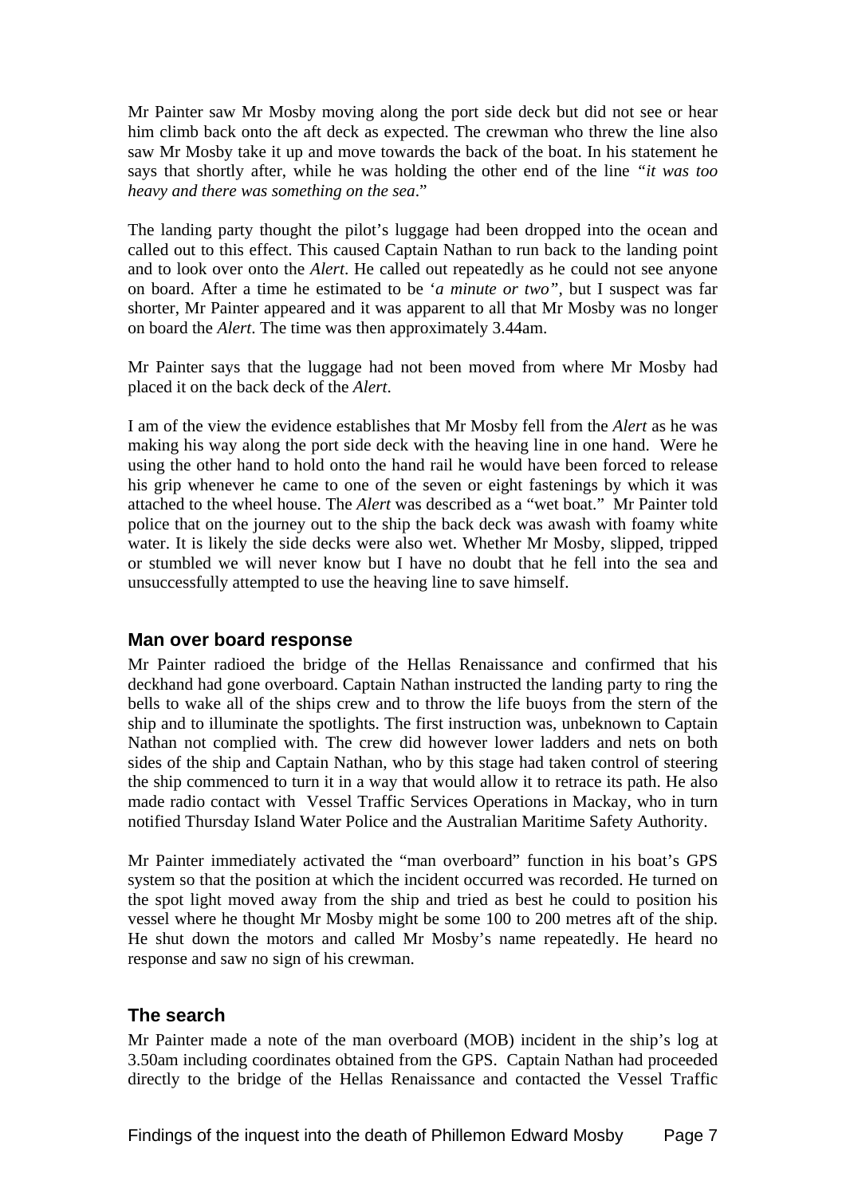Mr Painter saw Mr Mosby moving along the port side deck but did not see or hear him climb back onto the aft deck as expected. The crewman who threw the line also saw Mr Mosby take it up and move towards the back of the boat. In his statement he says that shortly after, while he was holding the other end of the line *"it was too heavy and there was something on the sea*."

The landing party thought the pilot's luggage had been dropped into the ocean and called out to this effect. This caused Captain Nathan to run back to the landing point and to look over onto the *Alert*. He called out repeatedly as he could not see anyone on board. After a time he estimated to be '*a minute or two"*, but I suspect was far shorter, Mr Painter appeared and it was apparent to all that Mr Mosby was no longer on board the *Alert*. The time was then approximately 3.44am.

Mr Painter says that the luggage had not been moved from where Mr Mosby had placed it on the back deck of the *Alert*.

I am of the view the evidence establishes that Mr Mosby fell from the *Alert* as he was making his way along the port side deck with the heaving line in one hand. Were he using the other hand to hold onto the hand rail he would have been forced to release his grip whenever he came to one of the seven or eight fastenings by which it was attached to the wheel house. The *Alert* was described as a "wet boat." Mr Painter told police that on the journey out to the ship the back deck was awash with foamy white water. It is likely the side decks were also wet. Whether Mr Mosby, slipped, tripped or stumbled we will never know but I have no doubt that he fell into the sea and unsuccessfully attempted to use the heaving line to save himself.

## Man over board response

Mr Painter radioed the bridge of the Hellas Renaissance and confirmed that his deckhand had gone overboard. Captain Nathan instructed the landing party to ring the bells to wake all of the ships crew and to throw the life buoys from the stern of the ship and to illuminate the spotlights. The first instruction was, unbeknown to Captain Nathan not complied with. The crew did however lower ladders and nets on both sides of the ship and Captain Nathan, who by this stage had taken control of steering the ship commenced to turn it in a way that would allow it to retrace its path. He also made radio contact with Vessel Traffic Services Operations in Mackay, who in turn notified Thursday Island Water Police and the Australian Maritime Safety Authority.

Mr Painter immediately activated the "man overboard" function in his boat's GPS system so that the position at which the incident occurred was recorded. He turned on the spot light moved away from the ship and tried as best he could to position his vessel where he thought Mr Mosby might be some 100 to 200 metres aft of the ship. He shut down the motors and called Mr Mosby's name repeatedly. He heard no response and saw no sign of his crewman.

## The search

Mr Painter made a note of the man overboard (MOB) incident in the ship's log at 3.50am including coordinates obtained from the GPS. Captain Nathan had proceeded directly to the bridge of the Hellas Renaissance and contacted the Vessel Traffic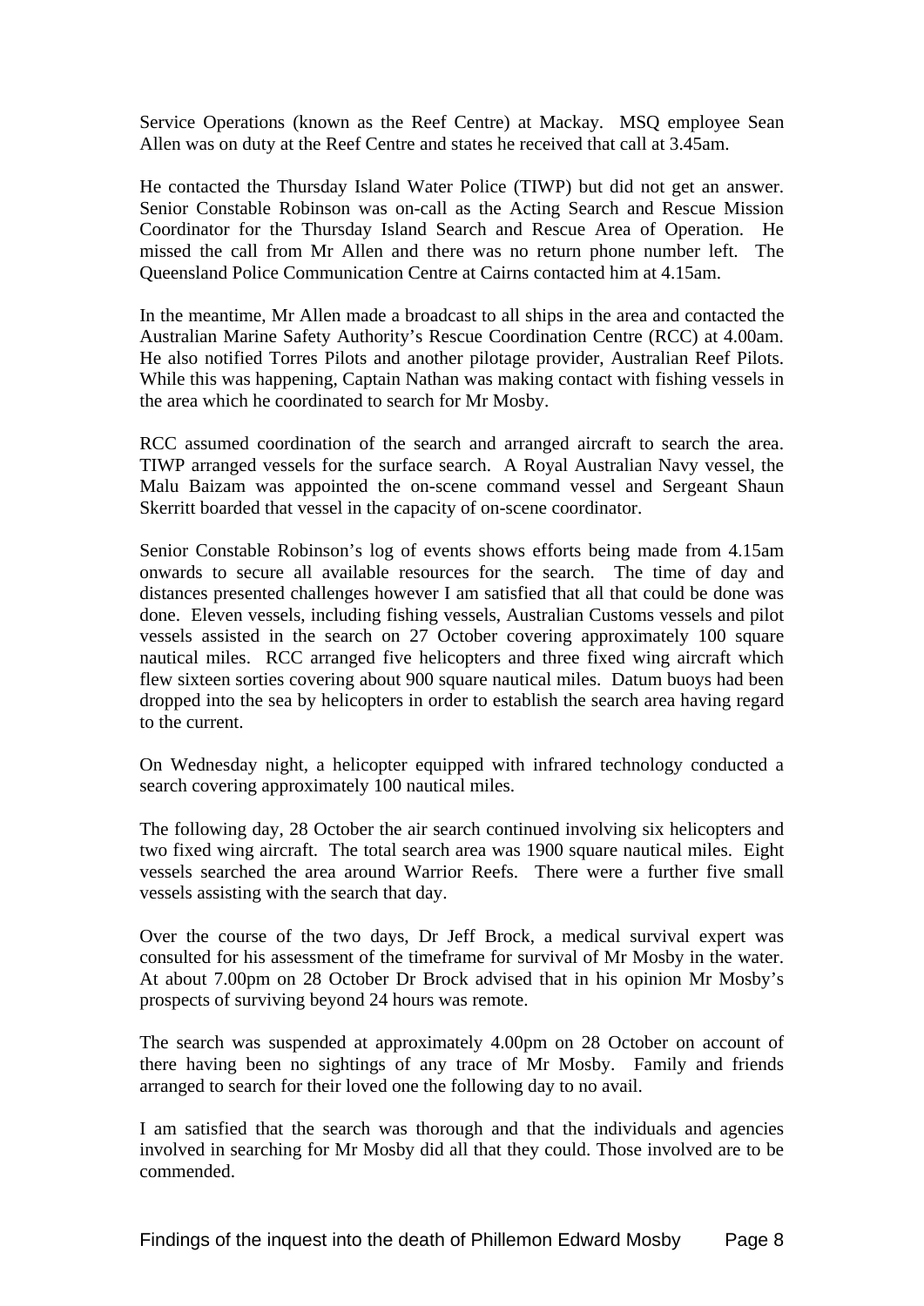Service Operations (known as the Reef Centre) at Mackay. MSQ employee Sean Allen was on duty at the Reef Centre and states he received that call at 3.45am.

He contacted the Thursday Island Water Police (TIWP) but did not get an answer. Senior Constable Robinson was on-call as the Acting Search and Rescue Mission Coordinator for the Thursday Island Search and Rescue Area of Operation. He missed the call from Mr Allen and there was no return phone number left. The Queensland Police Communication Centre at Cairns contacted him at 4.15am.

In the meantime, Mr Allen made a broadcast to all ships in the area and contacted the Australian Marine Safety Authority's Rescue Coordination Centre (RCC) at 4.00am. He also notified Torres Pilots and another pilotage provider, Australian Reef Pilots. While this was happening, Captain Nathan was making contact with fishing vessels in the area which he coordinated to search for Mr Mosby.

RCC assumed coordination of the search and arranged aircraft to search the area. TIWP arranged vessels for the surface search. A Royal Australian Navy vessel, the Malu Baizam was appointed the on-scene command vessel and Sergeant Shaun Skerritt boarded that vessel in the capacity of on-scene coordinator.

Senior Constable Robinson's log of events shows efforts being made from 4.15am onwards to secure all available resources for the search. The time of day and distances presented challenges however I am satisfied that all that could be done was done. Eleven vessels, including fishing vessels, Australian Customs vessels and pilot vessels assisted in the search on 27 October covering approximately 100 square nautical miles. RCC arranged five helicopters and three fixed wing aircraft which flew sixteen sorties covering about 900 square nautical miles. Datum buoys had been dropped into the sea by helicopters in order to establish the search area having regard to the current.

On Wednesday night, a helicopter equipped with infrared technology conducted a search covering approximately 100 nautical miles.

The following day, 28 October the air search continued involving six helicopters and two fixed wing aircraft. The total search area was 1900 square nautical miles. Eight vessels searched the area around Warrior Reefs. There were a further five small vessels assisting with the search that day.

Over the course of the two days, Dr Jeff Brock, a medical survival expert was consulted for his assessment of the timeframe for survival of Mr Mosby in the water. At about 7.00pm on 28 October Dr Brock advised that in his opinion Mr Mosby's prospects of surviving beyond 24 hours was remote.

The search was suspended at approximately 4.00pm on 28 October on account of there having been no sightings of any trace of Mr Mosby. Family and friends arranged to search for their loved one the following day to no avail.

I am satisfied that the search was thorough and that the individuals and agencies involved in searching for Mr Mosby did all that they could. Those involved are to be commended.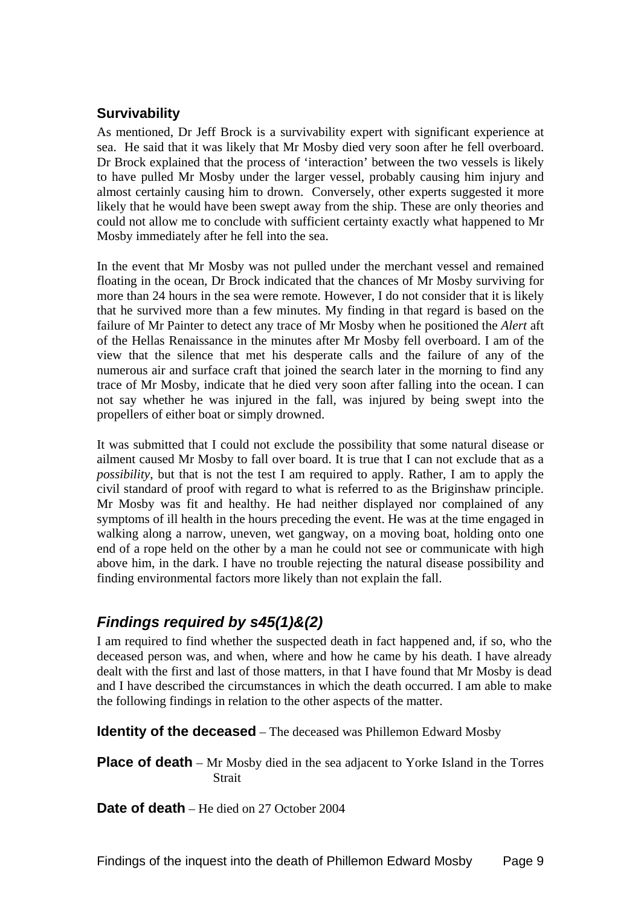### Survivability

As mentioned, Dr Jeff Brock is a survivability expert with significant experience at sea. He said that it was likely that Mr Mosby died very soon after he fell overboard. Dr Brock explained that the process of 'interaction' between the two vessels is likely to have pulled Mr Mosby under the larger vessel, probably causing him injury and almost certainly causing him to drown. Conversely, other experts suggested it more likely that he would have been swept away from the ship. These are only theories and could not allow me to conclude with sufficient certainty exactly what happened to Mr Mosby immediately after he fell into the sea.

In the event that Mr Mosby was not pulled under the merchant vessel and remained floating in the ocean, Dr Brock indicated that the chances of Mr Mosby surviving for more than 24 hours in the sea were remote. However, I do not consider that it is likely that he survived more than a few minutes. My finding in that regard is based on the failure of Mr Painter to detect any trace of Mr Mosby when he positioned the *Alert* aft of the Hellas Renaissance in the minutes after Mr Mosby fell overboard. I am of the view that the silence that met his desperate calls and the failure of any of the numerous air and surface craft that joined the search later in the morning to find any trace of Mr Mosby, indicate that he died very soon after falling into the ocean. I can not say whether he was injured in the fall, was injured by being swept into the propellers of either boat or simply drowned.

It was submitted that I could not exclude the possibility that some natural disease or ailment caused Mr Mosby to fall over board. It is true that I can not exclude that as a *possibility*, but that is not the test I am required to apply. Rather, I am to apply the civil standard of proof with regard to what is referred to as the Briginshaw principle. Mr Mosby was fit and healthy. He had neither displayed nor complained of any symptoms of ill health in the hours preceding the event. He was at the time engaged in walking along a narrow, uneven, wet gangway, on a moving boat, holding onto one end of a rope held on the other by a man he could not see or communicate with high above him, in the dark. I have no trouble rejecting the natural disease possibility and finding environmental factors more likely than not explain the fall.

## *Findings required by s45(1)&(2)*

I am required to find whether the suspected death in fact happened and, if so, who the deceased person was, and when, where and how he came by his death. I have already dealt with the first and last of those matters, in that I have found that Mr Mosby is dead and I have described the circumstances in which the death occurred. I am able to make the following findings in relation to the other aspects of the matter.

**Identity of the deceased** – The deceased was Phillemon Edward Mosby

**Place of death** – Mr Mosby died in the sea adjacent to Yorke Island in the Torres Strait

**Date of death** – He died on 27 October 2004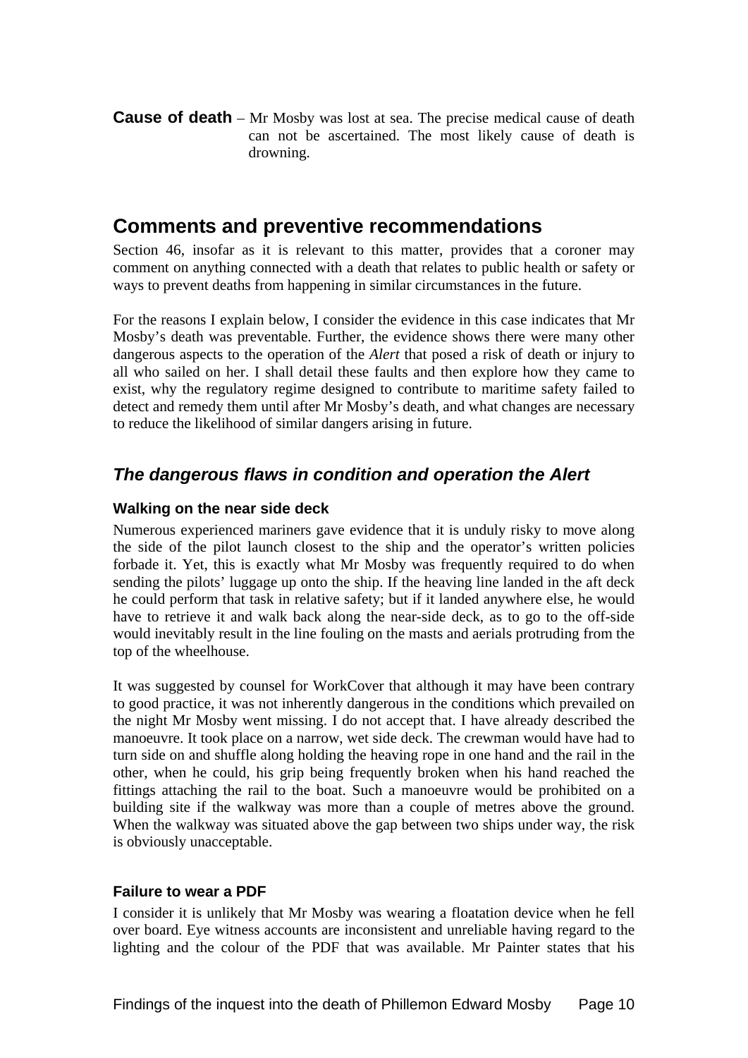**Cause of death** – Mr Mosby was lost at sea. The precise medical cause of death can not be ascertained. The most likely cause of death is drowning.

## Comments and preventive recommendations

Section 46, insofar as it is relevant to this matter, provides that a coroner may comment on anything connected with a death that relates to public health or safety or ways to prevent deaths from happening in similar circumstances in the future.

For the reasons I explain below, I consider the evidence in this case indicates that Mr Mosby's death was preventable. Further, the evidence shows there were many other dangerous aspects to the operation of the *Alert* that posed a risk of death or injury to all who sailed on her. I shall detail these faults and then explore how they came to exist, why the regulatory regime designed to contribute to maritime safety failed to detect and remedy them until after Mr Mosby's death, and what changes are necessary to reduce the likelihood of similar dangers arising in future.

### *The dangerous flaws in condition and operation the Alert*

#### Walking on the near side deck

Numerous experienced mariners gave evidence that it is unduly risky to move along the side of the pilot launch closest to the ship and the operator's written policies forbade it. Yet, this is exactly what Mr Mosby was frequently required to do when sending the pilots' luggage up onto the ship. If the heaving line landed in the aft deck he could perform that task in relative safety; but if it landed anywhere else, he would have to retrieve it and walk back along the near-side deck, as to go to the off-side would inevitably result in the line fouling on the masts and aerials protruding from the top of the wheelhouse.

It was suggested by counsel for WorkCover that although it may have been contrary to good practice, it was not inherently dangerous in the conditions which prevailed on the night Mr Mosby went missing. I do not accept that. I have already described the manoeuvre. It took place on a narrow, wet side deck. The crewman would have had to turn side on and shuffle along holding the heaving rope in one hand and the rail in the other, when he could, his grip being frequently broken when his hand reached the fittings attaching the rail to the boat. Such a manoeuvre would be prohibited on a building site if the walkway was more than a couple of metres above the ground. When the walkway was situated above the gap between two ships under way, the risk is obviously unacceptable.

#### Failure to wear a PDF

I consider it is unlikely that Mr Mosby was wearing a floatation device when he fell over board. Eye witness accounts are inconsistent and unreliable having regard to the lighting and the colour of the PDF that was available. Mr Painter states that his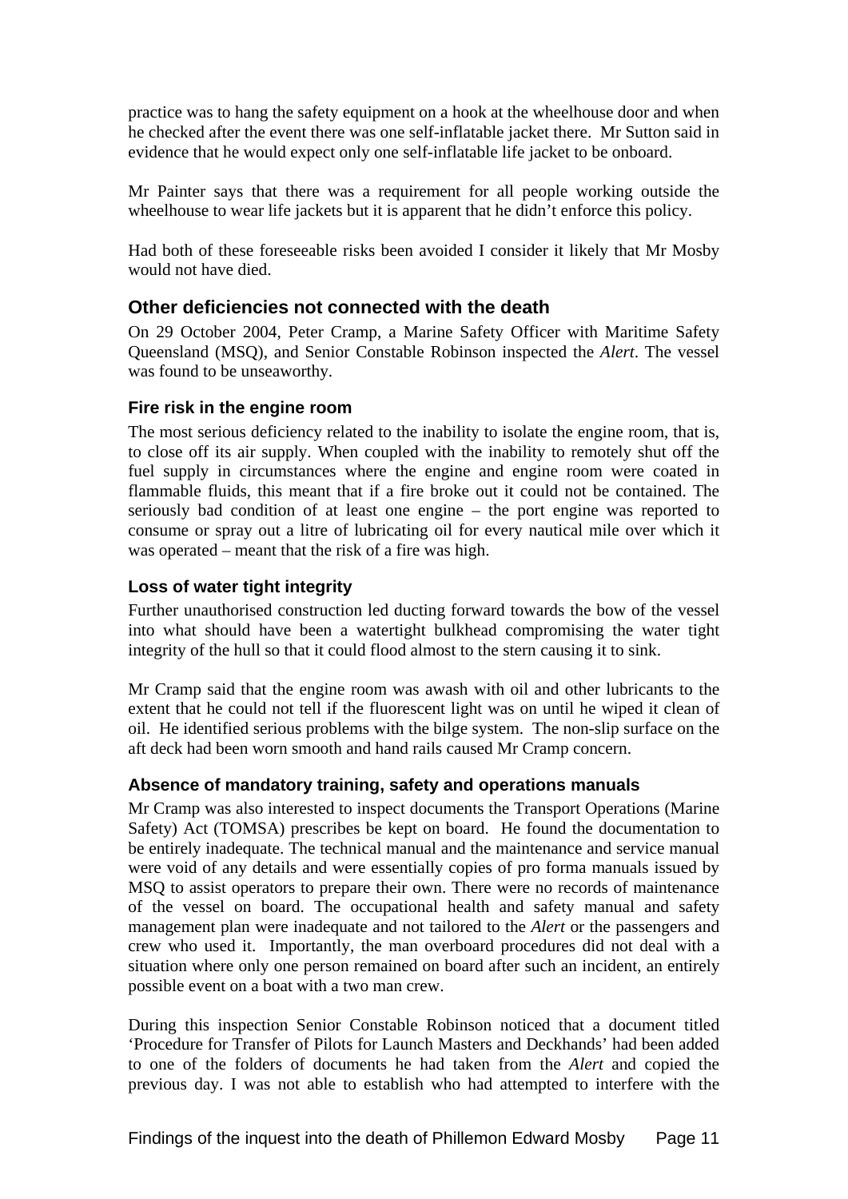practice was to hang the safety equipment on a hook at the wheelhouse door and when he checked after the event there was one self-inflatable jacket there. Mr Sutton said in evidence that he would expect only one self-inflatable life jacket to be onboard.

Mr Painter says that there was a requirement for all people working outside the wheelhouse to wear life jackets but it is apparent that he didn't enforce this policy.

Had both of these foreseeable risks been avoided I consider it likely that Mr Mosby would not have died.

## Other deficiencies not connected with the death

On 29 October 2004, Peter Cramp, a Marine Safety Officer with Maritime Safety Queensland (MSQ), and Senior Constable Robinson inspected the *Alert*. The vessel was found to be unseaworthy.

### Fire risk in the engine room

The most serious deficiency related to the inability to isolate the engine room, that is, to close off its air supply. When coupled with the inability to remotely shut off the fuel supply in circumstances where the engine and engine room were coated in flammable fluids, this meant that if a fire broke out it could not be contained. The seriously bad condition of at least one engine – the port engine was reported to consume or spray out a litre of lubricating oil for every nautical mile over which it was operated – meant that the risk of a fire was high.

### Loss of water tight integrity

Further unauthorised construction led ducting forward towards the bow of the vessel into what should have been a watertight bulkhead compromising the water tight integrity of the hull so that it could flood almost to the stern causing it to sink.

Mr Cramp said that the engine room was awash with oil and other lubricants to the extent that he could not tell if the fluorescent light was on until he wiped it clean of oil. He identified serious problems with the bilge system. The non-slip surface on the aft deck had been worn smooth and hand rails caused Mr Cramp concern.

### Absence of mandatory training, safety and operations manuals

Mr Cramp was also interested to inspect documents the Transport Operations (Marine Safety) Act (TOMSA) prescribes be kept on board. He found the documentation to be entirely inadequate. The technical manual and the maintenance and service manual were void of any details and were essentially copies of pro forma manuals issued by MSQ to assist operators to prepare their own. There were no records of maintenance of the vessel on board. The occupational health and safety manual and safety management plan were inadequate and not tailored to the *Alert* or the passengers and crew who used it. Importantly, the man overboard procedures did not deal with a situation where only one person remained on board after such an incident, an entirely possible event on a boat with a two man crew.

During this inspection Senior Constable Robinson noticed that a document titled 'Procedure for Transfer of Pilots for Launch Masters and Deckhands' had been added to one of the folders of documents he had taken from the *Alert* and copied the previous day. I was not able to establish who had attempted to interfere with the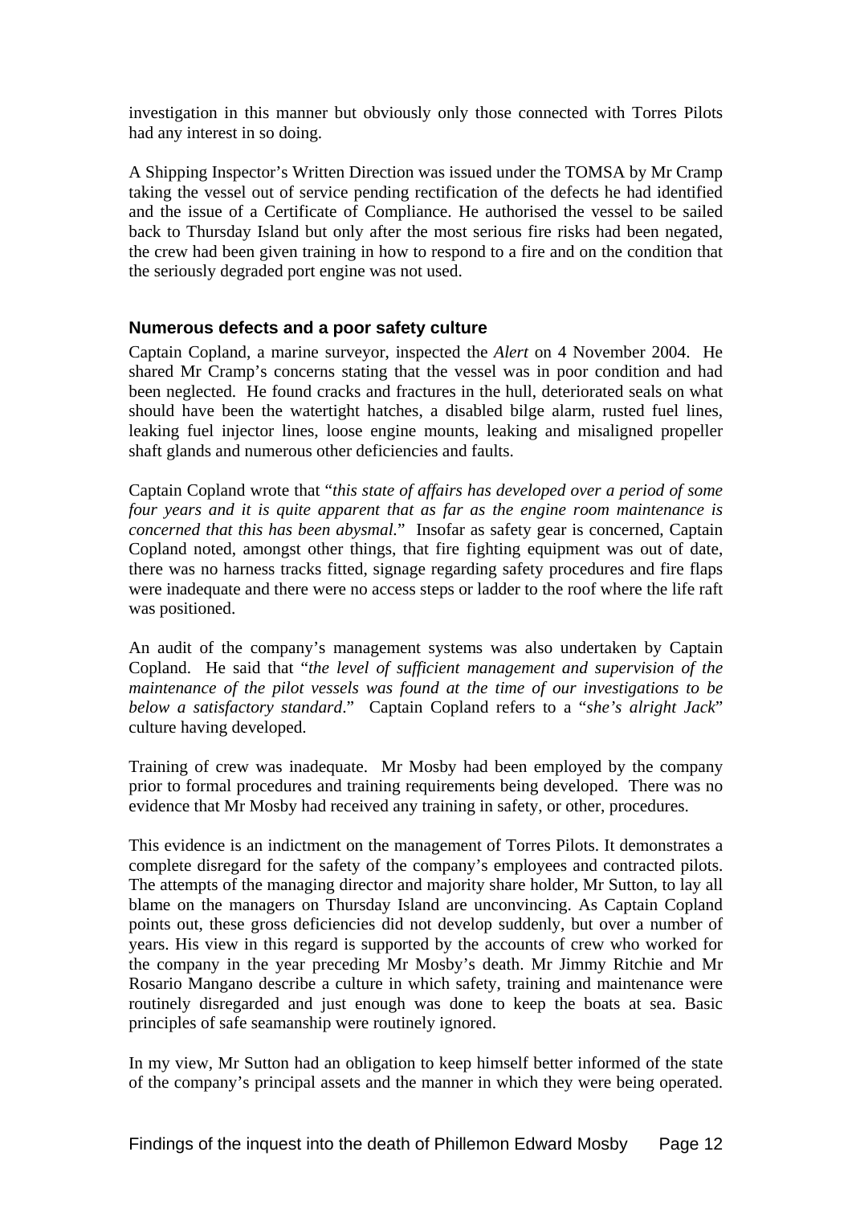investigation in this manner but obviously only those connected with Torres Pilots had any interest in so doing.

A Shipping Inspector's Written Direction was issued under the TOMSA by Mr Cramp taking the vessel out of service pending rectification of the defects he had identified and the issue of a Certificate of Compliance. He authorised the vessel to be sailed back to Thursday Island but only after the most serious fire risks had been negated, the crew had been given training in how to respond to a fire and on the condition that the seriously degraded port engine was not used.

### Numerous defects and a poor safety culture

Captain Copland, a marine surveyor, inspected the *Alert* on 4 November 2004. He shared Mr Cramp's concerns stating that the vessel was in poor condition and had been neglected. He found cracks and fractures in the hull, deteriorated seals on what should have been the watertight hatches, a disabled bilge alarm, rusted fuel lines, leaking fuel injector lines, loose engine mounts, leaking and misaligned propeller shaft glands and numerous other deficiencies and faults.

Captain Copland wrote that "*this state of affairs has developed over a period of some four years and it is quite apparent that as far as the engine room maintenance is concerned that this has been abysmal.*" Insofar as safety gear is concerned, Captain Copland noted, amongst other things, that fire fighting equipment was out of date, there was no harness tracks fitted, signage regarding safety procedures and fire flaps were inadequate and there were no access steps or ladder to the roof where the life raft was positioned.

An audit of the company's management systems was also undertaken by Captain Copland. He said that "*the level of sufficient management and supervision of the maintenance of the pilot vessels was found at the time of our investigations to be below a satisfactory standard*." Captain Copland refers to a "*she's alright Jack*" culture having developed.

Training of crew was inadequate. Mr Mosby had been employed by the company prior to formal procedures and training requirements being developed. There was no evidence that Mr Mosby had received any training in safety, or other, procedures.

This evidence is an indictment on the management of Torres Pilots. It demonstrates a complete disregard for the safety of the company's employees and contracted pilots. The attempts of the managing director and majority share holder, Mr Sutton, to lay all blame on the managers on Thursday Island are unconvincing. As Captain Copland points out, these gross deficiencies did not develop suddenly, but over a number of years. His view in this regard is supported by the accounts of crew who worked for the company in the year preceding Mr Mosby's death. Mr Jimmy Ritchie and Mr Rosario Mangano describe a culture in which safety, training and maintenance were routinely disregarded and just enough was done to keep the boats at sea. Basic principles of safe seamanship were routinely ignored.

In my view, Mr Sutton had an obligation to keep himself better informed of the state of the company's principal assets and the manner in which they were being operated.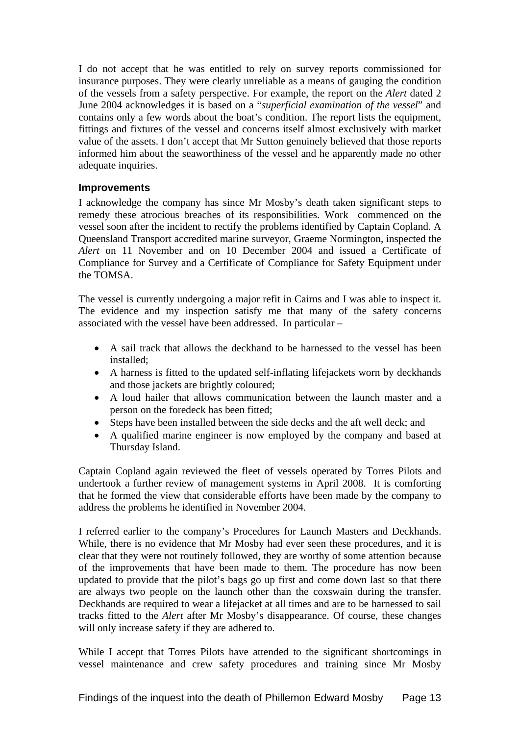I do not accept that he was entitled to rely on survey reports commissioned for insurance purposes. They were clearly unreliable as a means of gauging the condition of the vessels from a safety perspective. For example, the report on the *Alert* dated 2 June 2004 acknowledges it is based on a "*superficial examination of the vessel*" and contains only a few words about the boat's condition. The report lists the equipment, fittings and fixtures of the vessel and concerns itself almost exclusively with market value of the assets. I don't accept that Mr Sutton genuinely believed that those reports informed him about the seaworthiness of the vessel and he apparently made no other adequate inquiries.

### Improvements

I acknowledge the company has since Mr Mosby's death taken significant steps to remedy these atrocious breaches of its responsibilities. Work commenced on the vessel soon after the incident to rectify the problems identified by Captain Copland. A Queensland Transport accredited marine surveyor, Graeme Normington, inspected the *Alert* on 11 November and on 10 December 2004 and issued a Certificate of Compliance for Survey and a Certificate of Compliance for Safety Equipment under the TOMSA.

The vessel is currently undergoing a major refit in Cairns and I was able to inspect it. The evidence and my inspection satisfy me that many of the safety concerns associated with the vessel have been addressed. In particular –

- A sail track that allows the deckhand to be harnessed to the vessel has been installed;
- A harness is fitted to the updated self-inflating lifejackets worn by deckhands and those jackets are brightly coloured;
- A loud hailer that allows communication between the launch master and a person on the foredeck has been fitted;
- Steps have been installed between the side decks and the aft well deck; and
- A qualified marine engineer is now employed by the company and based at Thursday Island.

Captain Copland again reviewed the fleet of vessels operated by Torres Pilots and undertook a further review of management systems in April 2008. It is comforting that he formed the view that considerable efforts have been made by the company to address the problems he identified in November 2004.

I referred earlier to the company's Procedures for Launch Masters and Deckhands. While, there is no evidence that Mr Mosby had ever seen these procedures, and it is clear that they were not routinely followed, they are worthy of some attention because of the improvements that have been made to them. The procedure has now been updated to provide that the pilot's bags go up first and come down last so that there are always two people on the launch other than the coxswain during the transfer. Deckhands are required to wear a lifejacket at all times and are to be harnessed to sail tracks fitted to the *Alert* after Mr Mosby's disappearance. Of course, these changes will only increase safety if they are adhered to.

While I accept that Torres Pilots have attended to the significant shortcomings in vessel maintenance and crew safety procedures and training since Mr Mosby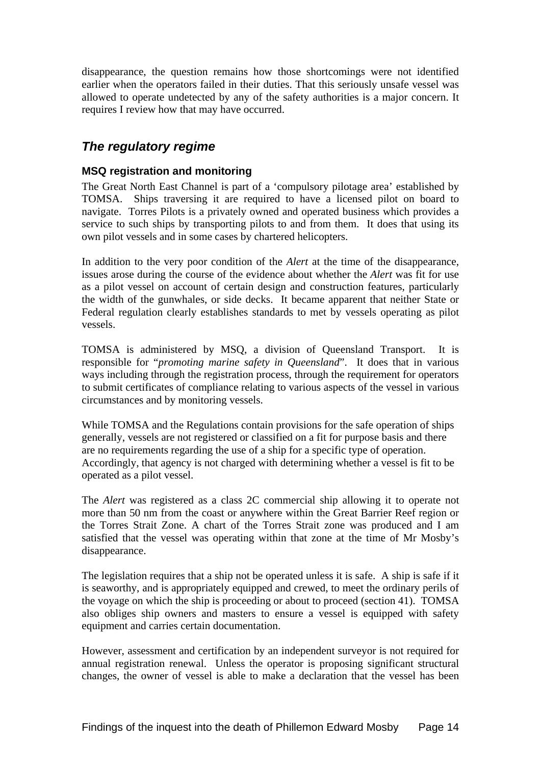disappearance, the question remains how those shortcomings were not identified earlier when the operators failed in their duties. That this seriously unsafe vessel was allowed to operate undetected by any of the safety authorities is a major concern. It requires I review how that may have occurred.

## *The regulatory regime*

### MSQ registration and monitoring

The Great North East Channel is part of a 'compulsory pilotage area' established by TOMSA. Ships traversing it are required to have a licensed pilot on board to navigate. Torres Pilots is a privately owned and operated business which provides a service to such ships by transporting pilots to and from them. It does that using its own pilot vessels and in some cases by chartered helicopters.

In addition to the very poor condition of the *Alert* at the time of the disappearance, issues arose during the course of the evidence about whether the *Alert* was fit for use as a pilot vessel on account of certain design and construction features, particularly the width of the gunwhales, or side decks. It became apparent that neither State or Federal regulation clearly establishes standards to met by vessels operating as pilot vessels.

TOMSA is administered by MSQ, a division of Queensland Transport. It is responsible for "*promoting marine safety in Queensland*". It does that in various ways including through the registration process, through the requirement for operators to submit certificates of compliance relating to various aspects of the vessel in various circumstances and by monitoring vessels.

While TOMSA and the Regulations contain provisions for the safe operation of ships generally, vessels are not registered or classified on a fit for purpose basis and there are no requirements regarding the use of a ship for a specific type of operation. Accordingly, that agency is not charged with determining whether a vessel is fit to be operated as a pilot vessel.

The *Alert* was registered as a class 2C commercial ship allowing it to operate not more than 50 nm from the coast or anywhere within the Great Barrier Reef region or the Torres Strait Zone. A chart of the Torres Strait zone was produced and I am satisfied that the vessel was operating within that zone at the time of Mr Mosby's disappearance.

The legislation requires that a ship not be operated unless it is safe. A ship is safe if it is seaworthy, and is appropriately equipped and crewed, to meet the ordinary perils of the voyage on which the ship is proceeding or about to proceed (section 41). TOMSA also obliges ship owners and masters to ensure a vessel is equipped with safety equipment and carries certain documentation.

However, assessment and certification by an independent surveyor is not required for annual registration renewal. Unless the operator is proposing significant structural changes, the owner of vessel is able to make a declaration that the vessel has been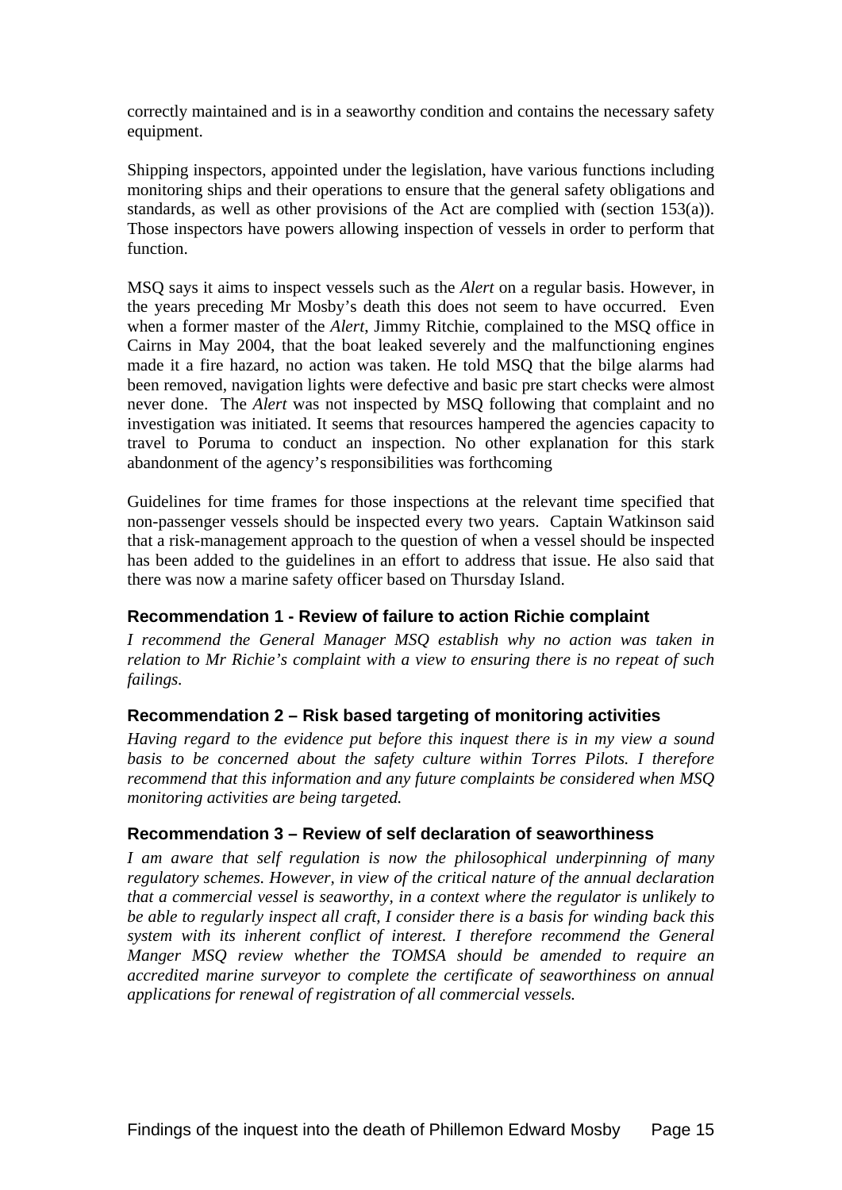correctly maintained and is in a seaworthy condition and contains the necessary safety equipment.

Shipping inspectors, appointed under the legislation, have various functions including monitoring ships and their operations to ensure that the general safety obligations and standards, as well as other provisions of the Act are complied with (section 153(a)). Those inspectors have powers allowing inspection of vessels in order to perform that function.

MSQ says it aims to inspect vessels such as the *Alert* on a regular basis. However, in the years preceding Mr Mosby's death this does not seem to have occurred. Even when a former master of the *Alert*, Jimmy Ritchie, complained to the MSQ office in Cairns in May 2004, that the boat leaked severely and the malfunctioning engines made it a fire hazard, no action was taken. He told MSQ that the bilge alarms had been removed, navigation lights were defective and basic pre start checks were almost never done. The *Alert* was not inspected by MSQ following that complaint and no investigation was initiated. It seems that resources hampered the agencies capacity to travel to Poruma to conduct an inspection. No other explanation for this stark abandonment of the agency's responsibilities was forthcoming

Guidelines for time frames for those inspections at the relevant time specified that non-passenger vessels should be inspected every two years. Captain Watkinson said that a risk-management approach to the question of when a vessel should be inspected has been added to the guidelines in an effort to address that issue. He also said that there was now a marine safety officer based on Thursday Island.

### Recommendation 1 - Review of failure to action Richie complaint

*I recommend the General Manager MSQ establish why no action was taken in relation to Mr Richie's complaint with a view to ensuring there is no repeat of such failings.*

### Recommendation 2 – Risk based targeting of monitoring activities

*Having regard to the evidence put before this inquest there is in my view a sound basis to be concerned about the safety culture within Torres Pilots. I therefore recommend that this information and any future complaints be considered when MSQ monitoring activities are being targeted.*

### Recommendation 3 – Review of self declaration of seaworthiness

*I am aware that self regulation is now the philosophical underpinning of many regulatory schemes. However, in view of the critical nature of the annual declaration that a commercial vessel is seaworthy, in a context where the regulator is unlikely to be able to regularly inspect all craft, I consider there is a basis for winding back this system with its inherent conflict of interest. I therefore recommend the General Manger MSQ review whether the TOMSA should be amended to require an accredited marine surveyor to complete the certificate of seaworthiness on annual applications for renewal of registration of all commercial vessels.*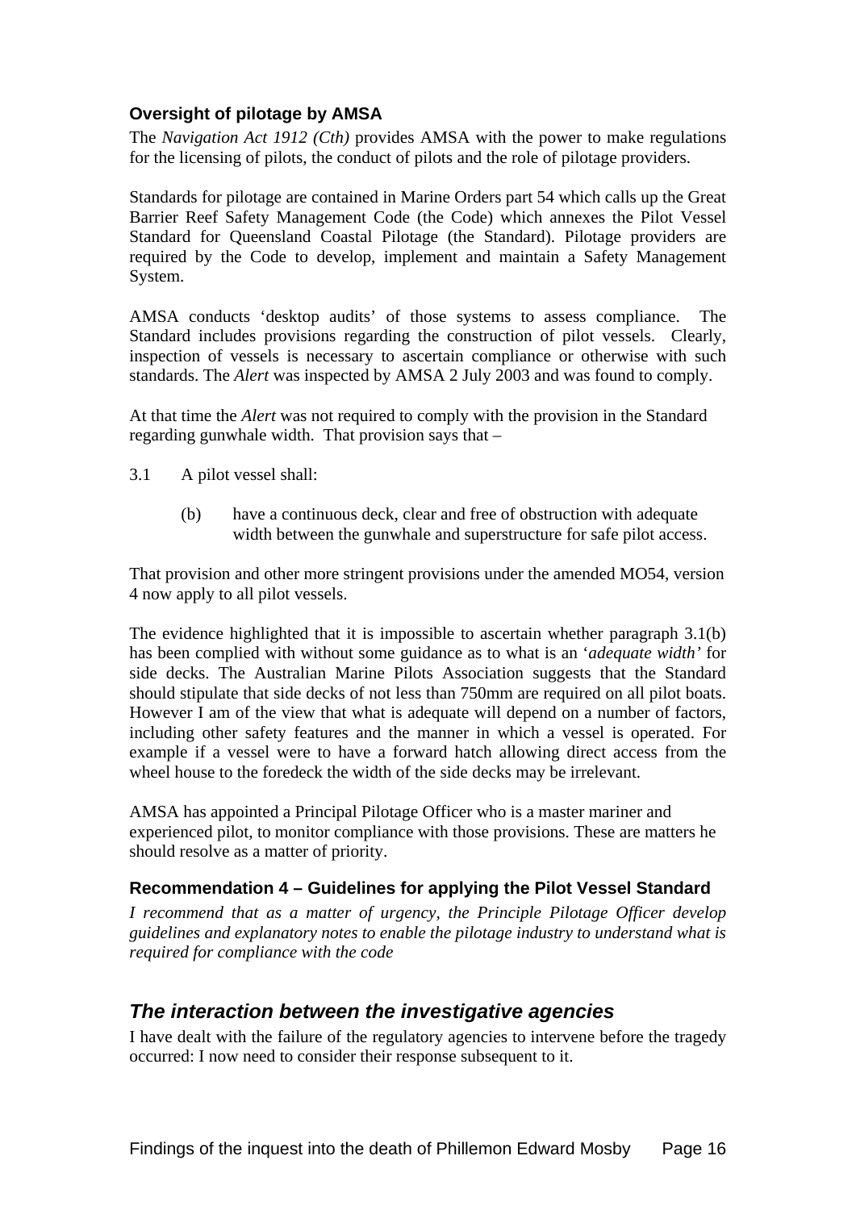### Oversight of pilotage by AMSA

The *Navigation Act 1912 (Cth)* provides AMSA with the power to make regulations for the licensing of pilots, the conduct of pilots and the role of pilotage providers.

Standards for pilotage are contained in Marine Orders part 54 which calls up the Great Barrier Reef Safety Management Code (the Code) which annexes the Pilot Vessel Standard for Queensland Coastal Pilotage (the Standard). Pilotage providers are required by the Code to develop, implement and maintain a Safety Management System.

AMSA conducts 'desktop audits' of those systems to assess compliance. The Standard includes provisions regarding the construction of pilot vessels. Clearly, inspection of vessels is necessary to ascertain compliance or otherwise with such standards. The *Alert* was inspected by AMSA 2 July 2003 and was found to comply.

At that time the *Alert* was not required to comply with the provision in the Standard regarding gunwhale width. That provision says that –

3.1 A pilot vessel shall:

> (b) have a continuous deck, clear and free of obstruction with adequate width between the gunwhale and superstructure for safe pilot access.

That provision and other more stringent provisions under the amended MO54, version 4 now apply to all pilot vessels.

The evidence highlighted that it is impossible to ascertain whether paragraph 3.1(b) has been complied with without some guidance as to what is an '*adequate width'* for side decks. The Australian Marine Pilots Association suggests that the Standard should stipulate that side decks of not less than 750mm are required on all pilot boats. However I am of the view that what is adequate will depend on a number of factors, including other safety features and the manner in which a vessel is operated. For example if a vessel were to have a forward hatch allowing direct access from the wheel house to the foredeck the width of the side decks may be irrelevant.

AMSA has appointed a Principal Pilotage Officer who is a master mariner and experienced pilot, to monitor compliance with those provisions. These are matters he should resolve as a matter of priority.

#### Recommendation 4 – Guidelines for applying the Pilot Vessel Standard

*I recommend that as a matter of urgency, the Principle Pilotage Officer develop guidelines and explanatory notes to enable the pilotage industry to understand what is required for compliance with the code*

## *The interaction between the investigative agencies*

I have dealt with the failure of the regulatory agencies to intervene before the tragedy occurred: I now need to consider their response subsequent to it.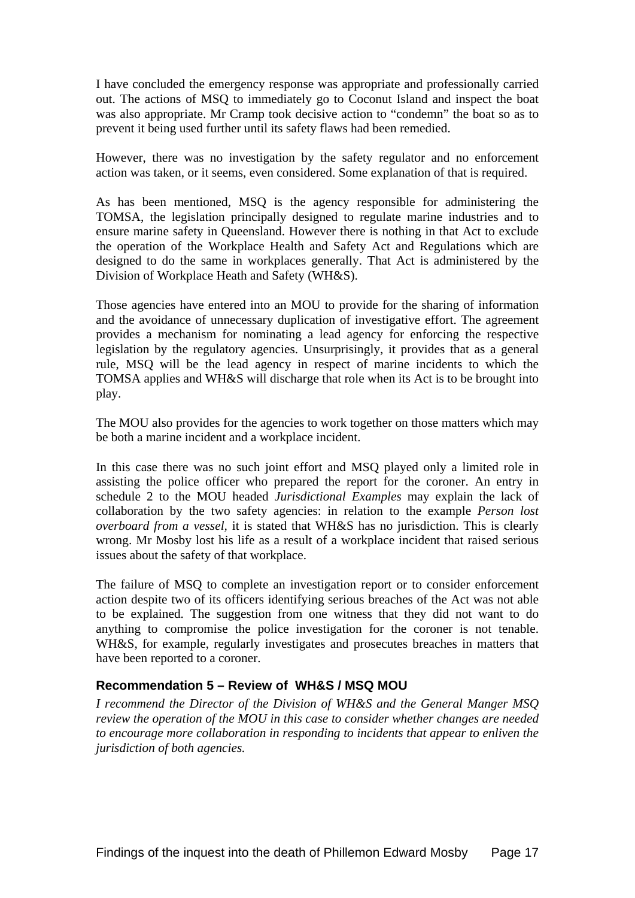I have concluded the emergency response was appropriate and professionally carried out. The actions of MSQ to immediately go to Coconut Island and inspect the boat was also appropriate. Mr Cramp took decisive action to "condemn" the boat so as to prevent it being used further until its safety flaws had been remedied.

However, there was no investigation by the safety regulator and no enforcement action was taken, or it seems, even considered. Some explanation of that is required.

As has been mentioned, MSQ is the agency responsible for administering the TOMSA, the legislation principally designed to regulate marine industries and to ensure marine safety in Queensland. However there is nothing in that Act to exclude the operation of the Workplace Health and Safety Act and Regulations which are designed to do the same in workplaces generally. That Act is administered by the Division of Workplace Heath and Safety (WH&S).

Those agencies have entered into an MOU to provide for the sharing of information and the avoidance of unnecessary duplication of investigative effort. The agreement provides a mechanism for nominating a lead agency for enforcing the respective legislation by the regulatory agencies. Unsurprisingly, it provides that as a general rule, MSQ will be the lead agency in respect of marine incidents to which the TOMSA applies and WH&S will discharge that role when its Act is to be brought into play.

The MOU also provides for the agencies to work together on those matters which may be both a marine incident and a workplace incident.

In this case there was no such joint effort and MSQ played only a limited role in assisting the police officer who prepared the report for the coroner. An entry in schedule 2 to the MOU headed *Jurisdictional Examples* may explain the lack of collaboration by the two safety agencies: in relation to the example *Person lost overboard from a vessel*, it is stated that WH&S has no jurisdiction. This is clearly wrong. Mr Mosby lost his life as a result of a workplace incident that raised serious issues about the safety of that workplace.

The failure of MSQ to complete an investigation report or to consider enforcement action despite two of its officers identifying serious breaches of the Act was not able to be explained. The suggestion from one witness that they did not want to do anything to compromise the police investigation for the coroner is not tenable. WH&S, for example, regularly investigates and prosecutes breaches in matters that have been reported to a coroner.

### Recommendation 5 – Review of WH&S / MSQ MOU

*I recommend the Director of the Division of WH&S and the General Manger MSQ review the operation of the MOU in this case to consider whether changes are needed to encourage more collaboration in responding to incidents that appear to enliven the jurisdiction of both agencies.*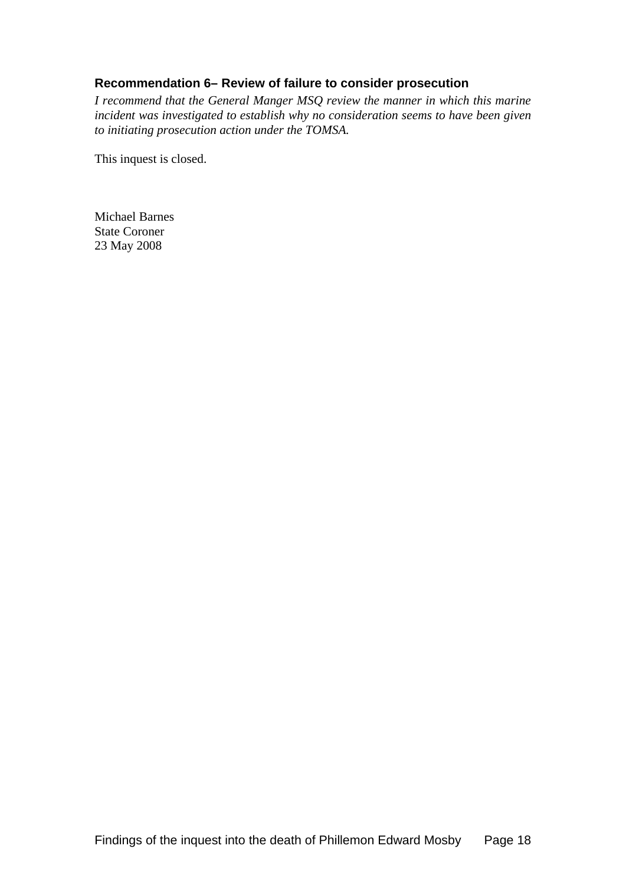### Recommendation 6– Review of failure to consider prosecution

*I recommend that the General Manger MSQ review the manner in which this marine incident was investigated to establish why no consideration seems to have been given to initiating prosecution action under the TOMSA.*

This inquest is closed.

Michael Barnes
State Coroner
23 May 2008